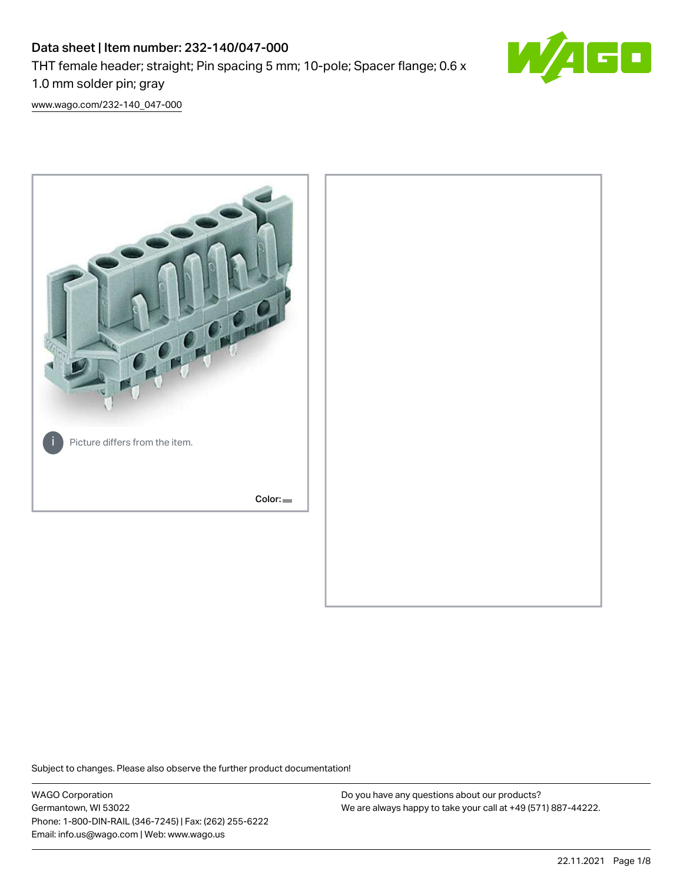# Data sheet | Item number: 232-140/047-000

THT female header; straight; Pin spacing 5 mm; 10-pole; Spacer flange; 0.6 x 1.0 mm solder pin; gray

www.wago.com/232-140_047-000

Picture differs from the item.

Color:

Subject to changes. Please also observe the further product documentation!

WAGO Corporation
Germantown, WI 53022
Phone: 1-800-DIN-RAIL (346-7245) | Fax: (262) 255-6222
Email: info.us@wago.com | Web: www.wago.us

Do you have any questions about our products?
We are always happy to take your call at +49 (571) 887-44222.

22.11.2021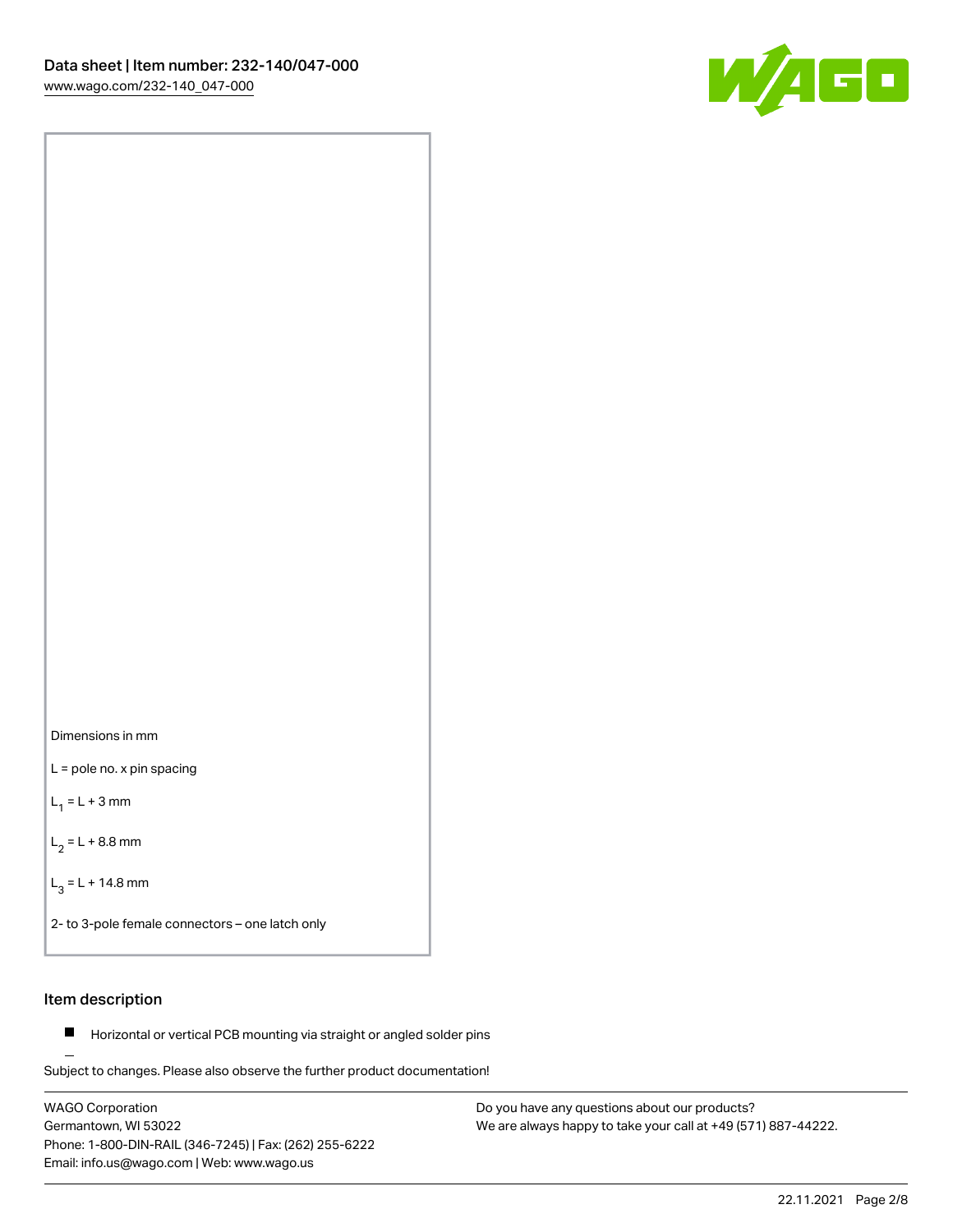Dimensions in mm

L = pole no. x pin spacing

$L_1$ = L + 3 mm

$L_2$ = L + 8.8 mm

$L_3$ = L + 14.8 mm

2- to 3-pole female connectors – one latch only

## Item description

- Horizontal or vertical PCB mounting via straight or angled solder pins

Subject to changes. Please also observe the further product documentation!

WAGO Corporation
Germantown, WI 53022
Phone: 1-800-DIN-RAIL (346-7245) | Fax: (262) 255-6222
Email: info.us@wago.com | Web: www.wago.us

Do you have any questions about our products?
We are always happy to take your call at +49 (571) 887-44222.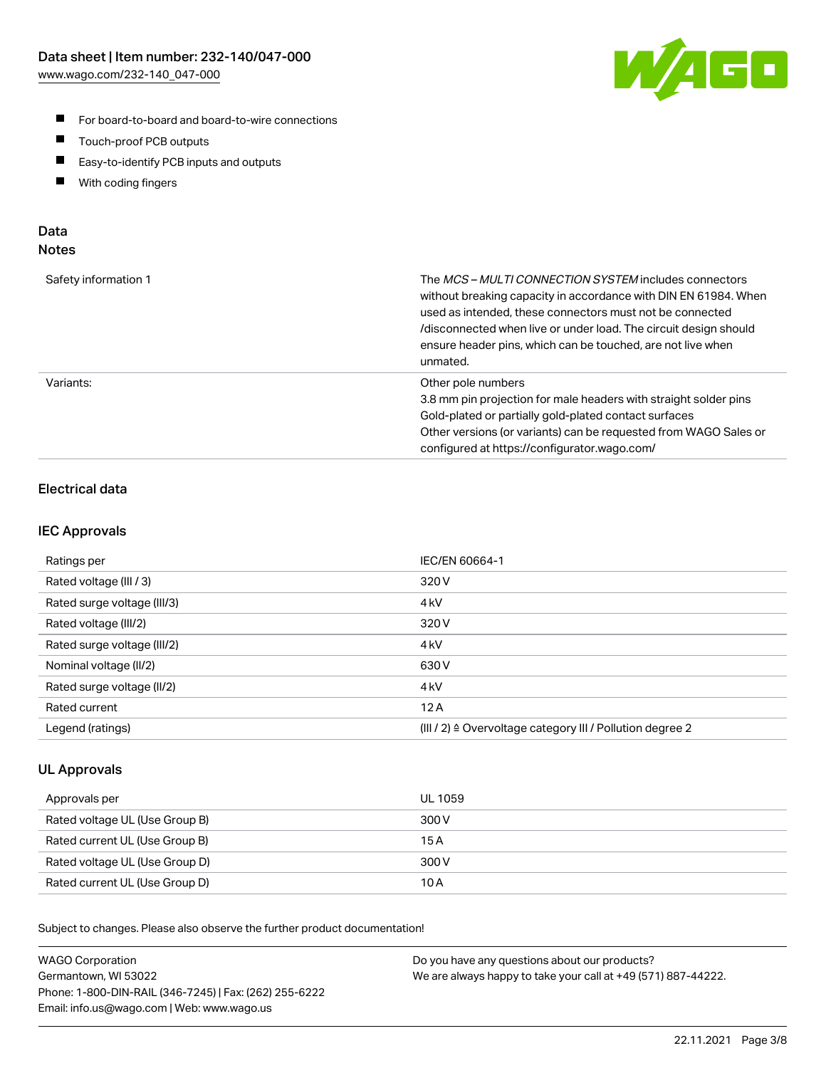- For board-to-board and board-to-wire connections
- Touch-proof PCB outputs
- Easy-to-identify PCB inputs and outputs
- With coding fingers

## Data
## Notes

| | |
|---|---|
| Safety information 1 | The *MCS – MULTI CONNECTION SYSTEM* includes connectors without breaking capacity in accordance with DIN EN 61984. When used as intended, these connectors must not be connected /disconnected when live or under load. The circuit design should ensure header pins, which can be touched, are not live when unmated. |
| Variants: | Other pole numbers<br>3.8 mm pin projection for male headers with straight solder pins<br>Gold-plated or partially gold-plated contact surfaces<br>Other versions (or variants) can be requested from WAGO Sales or configured at https://configurator.wago.com/ |

## Electrical data

### IEC Approvals

| | |
|---|---|
| Ratings per | IEC/EN 60664-1 |
| Rated voltage (III / 3) | 320 V |
| Rated surge voltage (III/3) | 4 kV |
| Rated voltage (III/2) | 320 V |
| Rated surge voltage (III/2) | 4 kV |
| Nominal voltage (II/2) | 630 V |
| Rated surge voltage (II/2) | 4 kV |
| Rated current | 12 A |
| Legend (ratings) | (III / 2) ≙ Overvoltage category III / Pollution degree 2 |

### UL Approvals

| | |
|---|---|
| Approvals per | UL 1059 |
| Rated voltage UL (Use Group B) | 300 V |
| Rated current UL (Use Group B) | 15 A |
| Rated voltage UL (Use Group D) | 300 V |
| Rated current UL (Use Group D) | 10 A |

Subject to changes. Please also observe the further product documentation!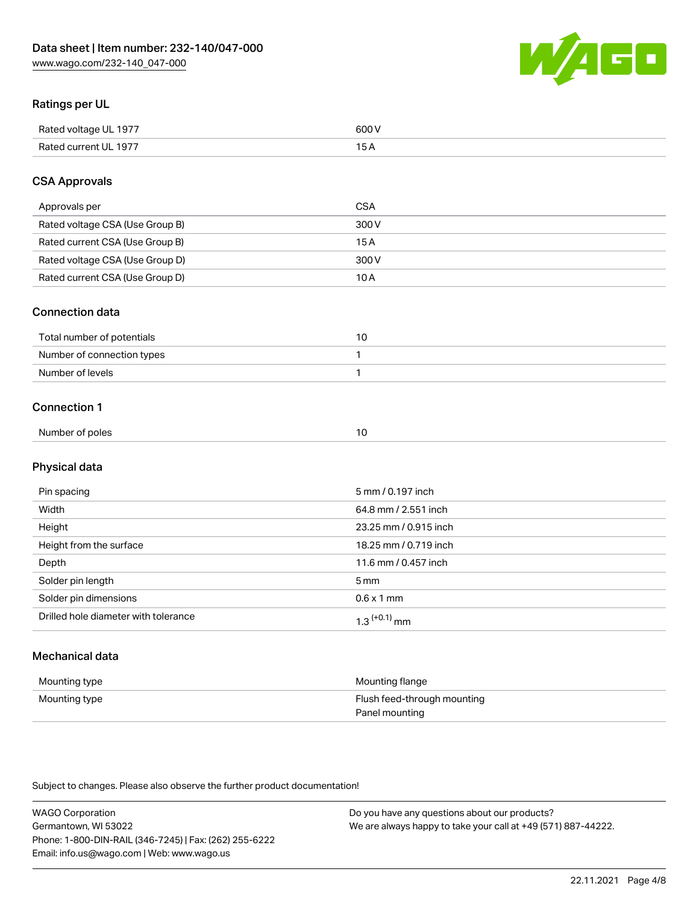## Ratings per UL

| | |
|---|---|
| Rated voltage UL 1977 | 600 V |
| Rated current UL 1977 | 15 A |

## CSA Approvals

| | |
|---|---|
| Approvals per | CSA |
| Rated voltage CSA (Use Group B) | 300 V |
| Rated current CSA (Use Group B) | 15 A |
| Rated voltage CSA (Use Group D) | 300 V |
| Rated current CSA (Use Group D) | 10 A |

## Connection data

| | |
|---|---|
| Total number of potentials | 10 |
| Number of connection types | 1 |
| Number of levels | 1 |

## Connection 1

| | |
|---|---|
| Number of poles | 10 |

## Physical data

| | |
|---|---|
| Pin spacing | 5 mm / 0.197 inch |
| Width | 64.8 mm / 2.551 inch |
| Height | 23.25 mm / 0.915 inch |
| Height from the surface | 18.25 mm / 0.719 inch |
| Depth | 11.6 mm / 0.457 inch |
| Solder pin length | 5 mm |
| Solder pin dimensions | 0.6 x 1 mm |
| Drilled hole diameter with tolerance | $1.3^{(+0.1)}$ mm |

## Mechanical data

| | |
|---|---|
| Mounting type | Mounting flange |
| Mounting type | Flush feed-through mounting<br>Panel mounting |

Subject to changes. Please also observe the further product documentation!

WAGO Corporation
Germantown, WI 53022
Phone: 1-800-DIN-RAIL (346-7245) | Fax: (262) 255-6222
Email: info.us@wago.com | Web: www.wago.us

Do you have any questions about our products?
We are always happy to take your call at +49 (571) 887-44222.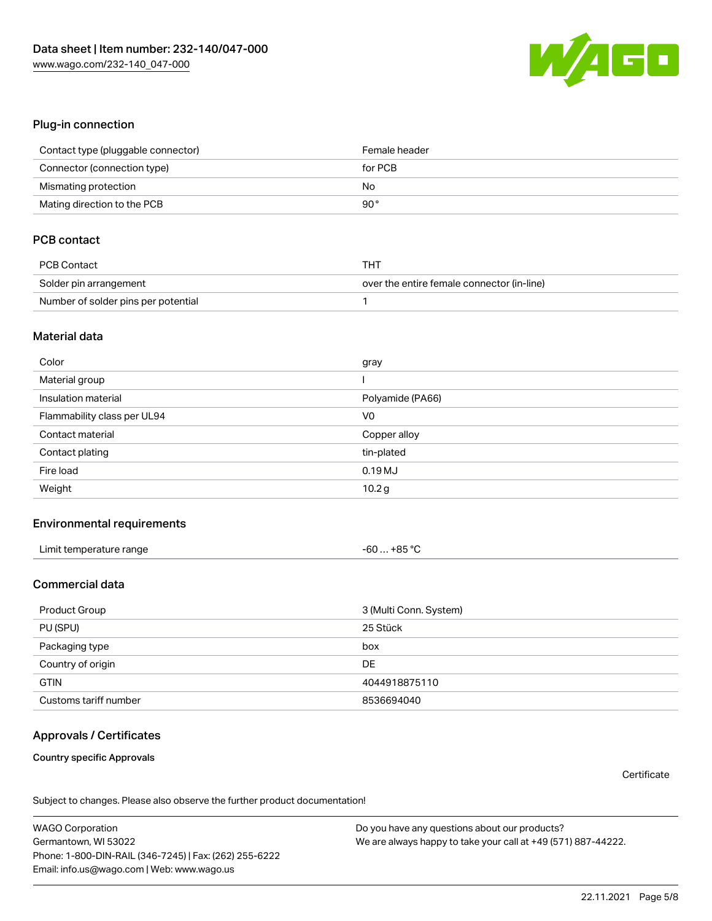## Plug-in connection

| | |
|---|---|
| Contact type (pluggable connector) | Female header |
| Connector (connection type) | for PCB |
| Mismating protection | No |
| Mating direction to the PCB | 90° |

## PCB contact

| | |
|---|---|
| PCB Contact | THT |
| Solder pin arrangement | over the entire female connector (in-line) |
| Number of solder pins per potential | 1 |

## Material data

| | |
|---|---|
| Color | gray |
| Material group | I |
| Insulation material | Polyamide (PA66) |
| Flammability class per UL94 | V0 |
| Contact material | Copper alloy |
| Contact plating | tin-plated |
| Fire load | 0.19 MJ |
| Weight | 10.2 g |

## Environmental requirements

| | |
|---|---|
| Limit temperature range | -60 … +85 °C |

## Commercial data

| | |
|---|---|
| Product Group | 3 (Multi Conn. System) |
| PU (SPU) | 25 Stück |
| Packaging type | box |
| Country of origin | DE |
| GTIN | 4044918875110 |
| Customs tariff number | 8536694040 |

## Approvals / Certificates

### Country specific Approvals

Certificate

Subject to changes. Please also observe the further product documentation!

WAGO Corporation
Germantown, WI 53022
Phone: 1-800-DIN-RAIL (346-7245) | Fax: (262) 255-6222
Email: info.us@wago.com | Web: www.wago.us

Do you have any questions about our products?
We are always happy to take your call at +49 (571) 887-44222.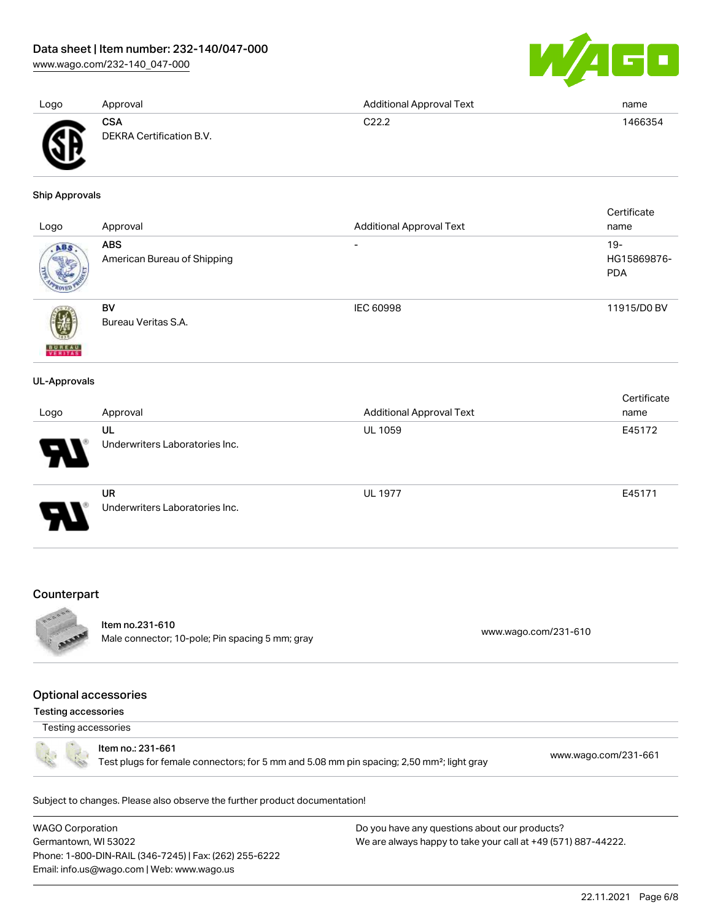| Logo | Approval | Additional Approval Text | name |
| --- | --- | --- | --- |
| | **CSA**<br>DEKRA Certification B.V. | C22.2 | 1466354 |

### Ship Approvals

| Logo | Approval | Additional Approval Text | Certificate name |
| --- | --- | --- | --- |
| | **ABS**<br>American Bureau of Shipping | - | 19-HG15869876-PDA |
| | **BV**<br>Bureau Veritas S.A. | IEC 60998 | 11915/D0 BV |

### UL-Approvals

| Logo | Approval | Additional Approval Text | Certificate name |
| --- | --- | --- | --- |
| | **UL**<br>Underwriters Laboratories Inc. | UL 1059 | E45172 |
| | **UR**<br>Underwriters Laboratories Inc. | UL 1977 | E45171 |

## Counterpart

| | | |
| --- | --- | --- |
| | Item no.231-610<br>Male connector; 10-pole; Pin spacing 5 mm; gray | www.wago.com/231-610 |

## Optional accessories

### Testing accessories

Testing accessories

| | | |
| --- | --- | --- |
| | Item no.: 231-661<br>Test plugs for female connectors; for 5 mm and 5.08 mm pin spacing; 2,50 mm²; light gray | www.wago.com/231-661 |

Subject to changes. Please also observe the further product documentation!

WAGO Corporation
Germantown, WI 53022
Phone: 1-800-DIN-RAIL (346-7245) | Fax: (262) 255-6222
Email: info.us@wago.com | Web: www.wago.us

Do you have any questions about our products?
We are always happy to take your call at +49 (571) 887-44222.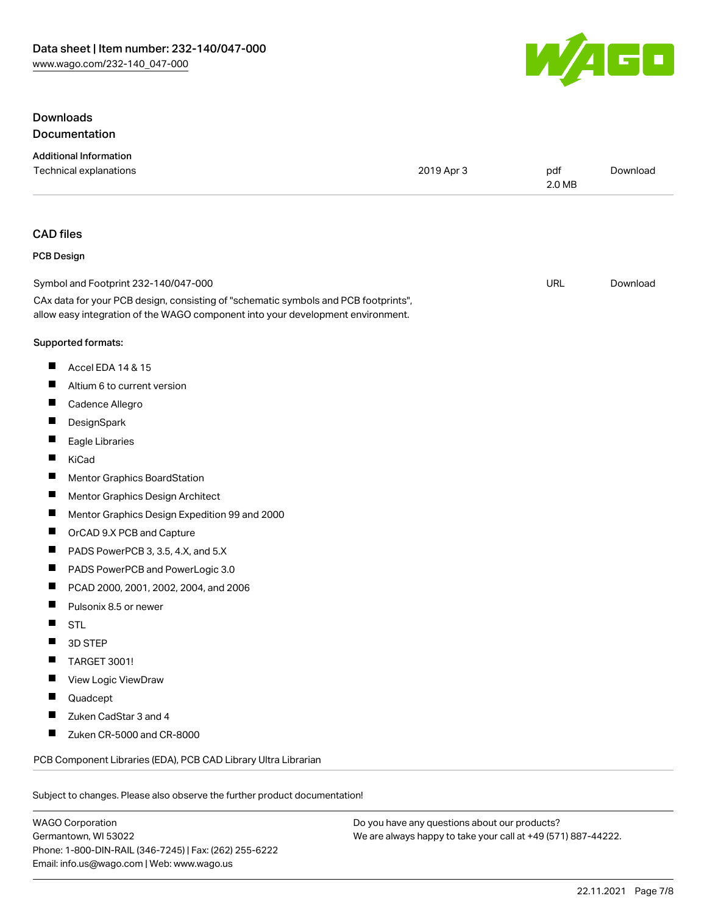## Downloads
### Documentation

**Additional Information**

| | | | |
|---|---|---|---|
| Technical explanations | 2019 Apr 3 | pdf 2.0 MB | Download |

### CAD files

**PCB Design**

| | | |
|---|---|---|
| Symbol and Footprint 232-140/047-000 | URL | Download |

CAx data for your PCB design, consisting of "schematic symbols and PCB footprints", allow easy integration of the WAGO component into your development environment.

Supported formats:

- Accel EDA 14 & 15
- Altium 6 to current version
- Cadence Allegro
- DesignSpark
- Eagle Libraries
- KiCad
- Mentor Graphics BoardStation
- Mentor Graphics Design Architect
- Mentor Graphics Design Expedition 99 and 2000
- OrCAD 9.X PCB and Capture
- PADS PowerPCB 3, 3.5, 4.X, and 5.X
- PADS PowerPCB and PowerLogic 3.0
- PCAD 2000, 2001, 2002, 2004, and 2006
- Pulsonix 8.5 or newer
- STL
- 3D STEP
- TARGET 3001!
- View Logic ViewDraw
- Quadcept
- Zuken CadStar 3 and 4
- Zuken CR-5000 and CR-8000

PCB Component Libraries (EDA), PCB CAD Library Ultra Librarian

Subject to changes. Please also observe the further product documentation!

WAGO Corporation
Germantown, WI 53022
Phone: 1-800-DIN-RAIL (346-7245) | Fax: (262) 255-6222
Email: info.us@wago.com | Web: www.wago.us

Do you have any questions about our products?
We are always happy to take your call at +49 (571) 887-44222.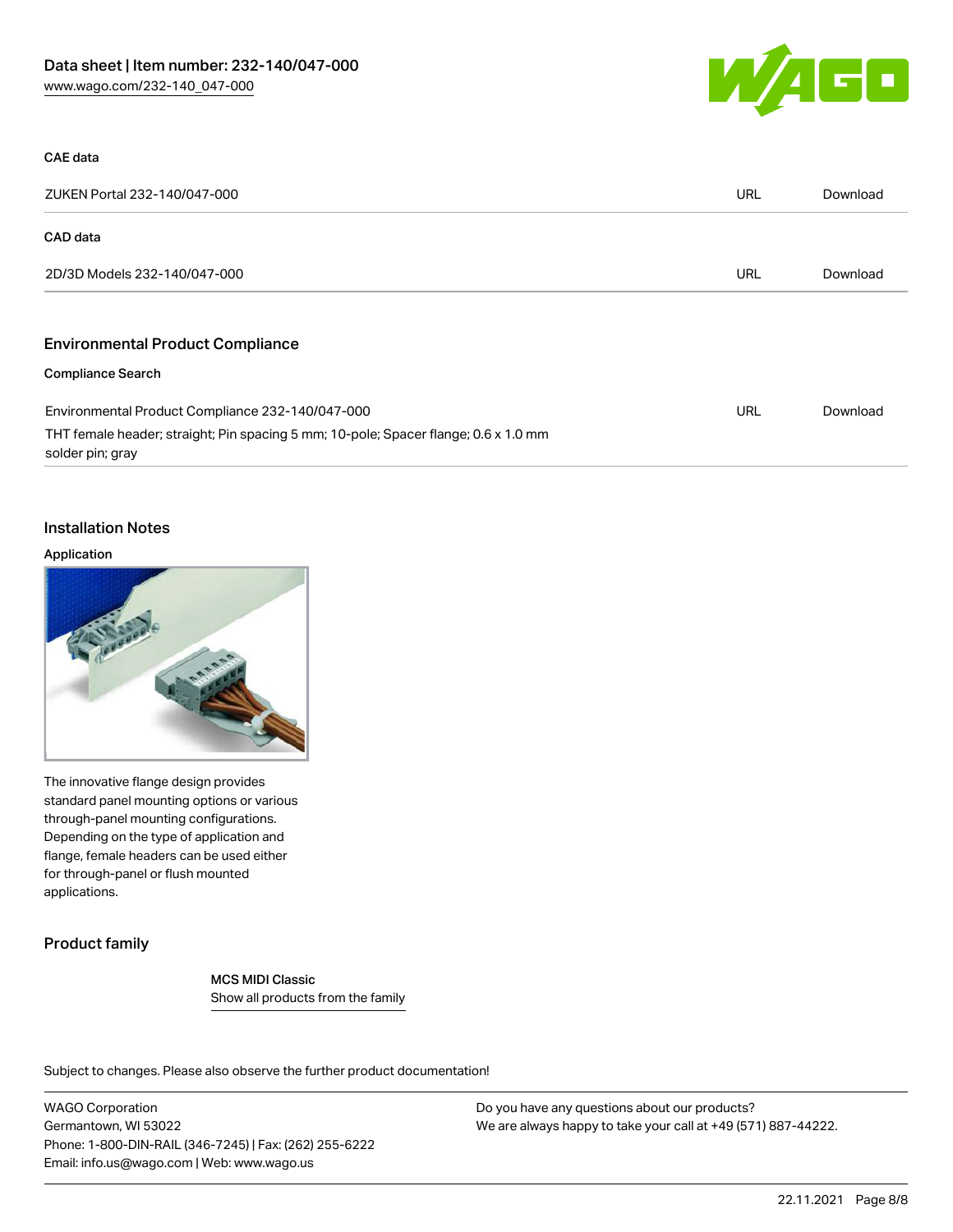## CAE data

| | | |
|---|---|---|
| ZUKEN Portal 232-140/047-000 | URL | Download |

## CAD data

| | | |
|---|---|---|
| 2D/3D Models 232-140/047-000 | URL | Download |

## Environmental Product Compliance

### Compliance Search

| | | |
|---|---|---|
| Environmental Product Compliance 232-140/047-000<br>THT female header; straight; Pin spacing 5 mm; 10-pole; Spacer flange; 0.6 x 1.0 mm solder pin; gray | URL | Download |

## Installation Notes

### Application

The innovative flange design provides standard panel mounting options or various through-panel mounting configurations. Depending on the type of application and flange, female headers can be used either for through-panel or flush mounted applications.

## Product family

MCS MIDI Classic
Show all products from the family

Subject to changes. Please also observe the further product documentation!

WAGO Corporation
Germantown, WI 53022
Phone: 1-800-DIN-RAIL (346-7245) | Fax: (262) 255-6222
Email: info.us@wago.com | Web: www.wago.us

Do you have any questions about our products?
We are always happy to take your call at +49 (571) 887-44222.